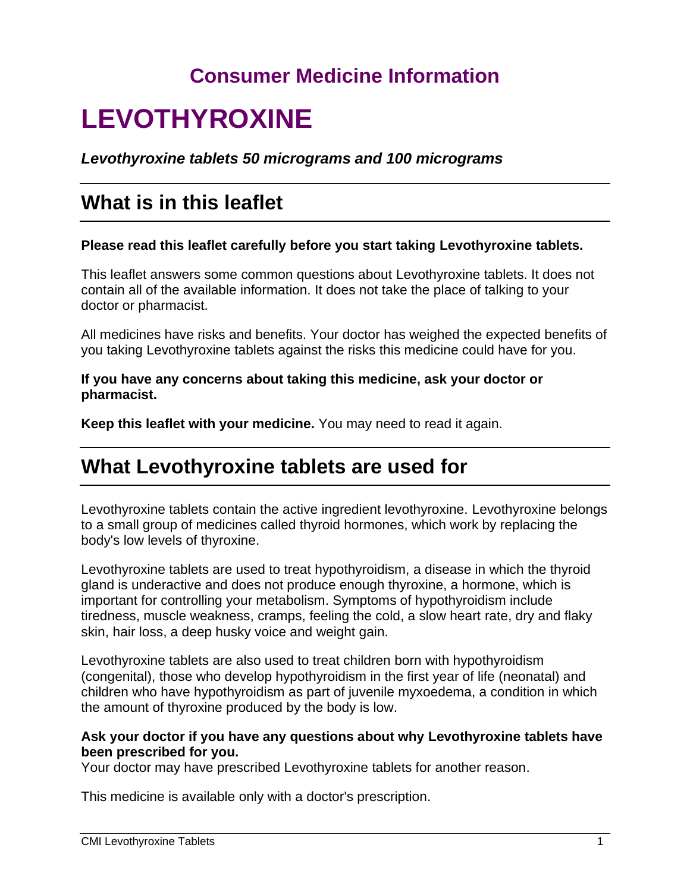## Consumer Medicine Information

# LEVOTHYROXINE

***Levothyroxine tablets 50 micrograms and 100 micrograms***

## What is in this leaflet

**Please read this leaflet carefully before you start taking Levothyroxine tablets.**

This leaflet answers some common questions about Levothyroxine tablets. It does not contain all of the available information. It does not take the place of talking to your doctor or pharmacist.

All medicines have risks and benefits. Your doctor has weighed the expected benefits of you taking Levothyroxine tablets against the risks this medicine could have for you.

**If you have any concerns about taking this medicine, ask your doctor or pharmacist.**

**Keep this leaflet with your medicine.** You may need to read it again.

## What Levothyroxine tablets are used for

Levothyroxine tablets contain the active ingredient levothyroxine. Levothyroxine belongs to a small group of medicines called thyroid hormones, which work by replacing the body's low levels of thyroxine.

Levothyroxine tablets are used to treat hypothyroidism, a disease in which the thyroid gland is underactive and does not produce enough thyroxine, a hormone, which is important for controlling your metabolism. Symptoms of hypothyroidism include tiredness, muscle weakness, cramps, feeling the cold, a slow heart rate, dry and flaky skin, hair loss, a deep husky voice and weight gain.

Levothyroxine tablets are also used to treat children born with hypothyroidism (congenital), those who develop hypothyroidism in the first year of life (neonatal) and children who have hypothyroidism as part of juvenile myxoedema, a condition in which the amount of thyroxine produced by the body is low.

**Ask your doctor if you have any questions about why Levothyroxine tablets have been prescribed for you.**
Your doctor may have prescribed Levothyroxine tablets for another reason.

This medicine is available only with a doctor's prescription.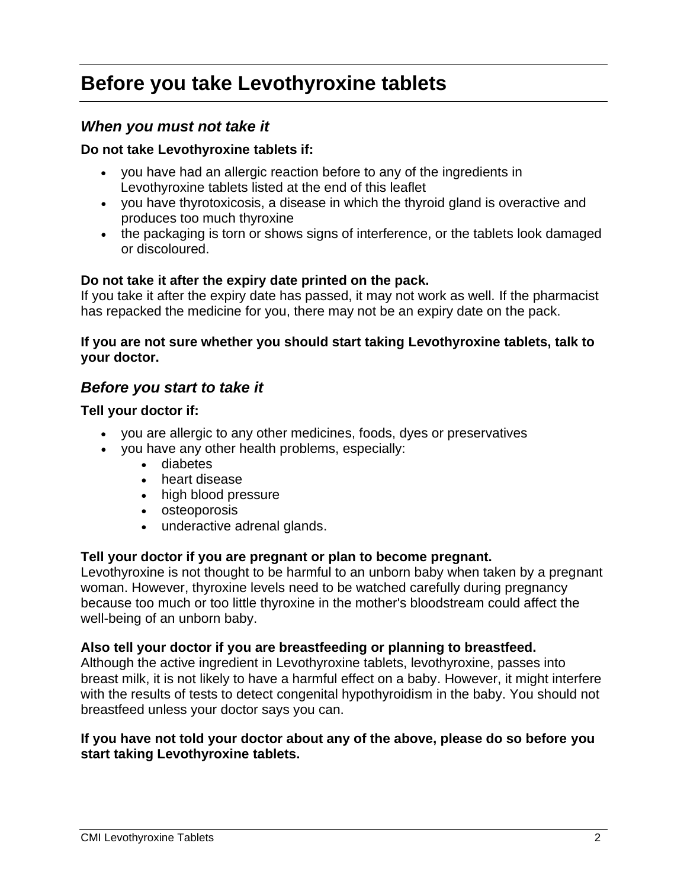# Before you take Levothyroxine tablets

## *When you must not take it*

**Do not take Levothyroxine tablets if:**

- you have had an allergic reaction before to any of the ingredients in Levothyroxine tablets listed at the end of this leaflet
- you have thyrotoxicosis, a disease in which the thyroid gland is overactive and produces too much thyroxine
- the packaging is torn or shows signs of interference, or the tablets look damaged or discoloured.

**Do not take it after the expiry date printed on the pack.**
If you take it after the expiry date has passed, it may not work as well. If the pharmacist has repacked the medicine for you, there may not be an expiry date on the pack.

**If you are not sure whether you should start taking Levothyroxine tablets, talk to your doctor.**

## *Before you start to take it*

**Tell your doctor if:**

- you are allergic to any other medicines, foods, dyes or preservatives
- you have any other health problems, especially:
    - diabetes
    - heart disease
    - high blood pressure
    - osteoporosis
    - underactive adrenal glands.

**Tell your doctor if you are pregnant or plan to become pregnant.**
Levothyroxine is not thought to be harmful to an unborn baby when taken by a pregnant woman. However, thyroxine levels need to be watched carefully during pregnancy because too much or too little thyroxine in the mother's bloodstream could affect the well-being of an unborn baby.

**Also tell your doctor if you are breastfeeding or planning to breastfeed.**
Although the active ingredient in Levothyroxine tablets, levothyroxine, passes into breast milk, it is not likely to have a harmful effect on a baby. However, it might interfere with the results of tests to detect congenital hypothyroidism in the baby. You should not breastfeed unless your doctor says you can.

**If you have not told your doctor about any of the above, please do so before you start taking Levothyroxine tablets.**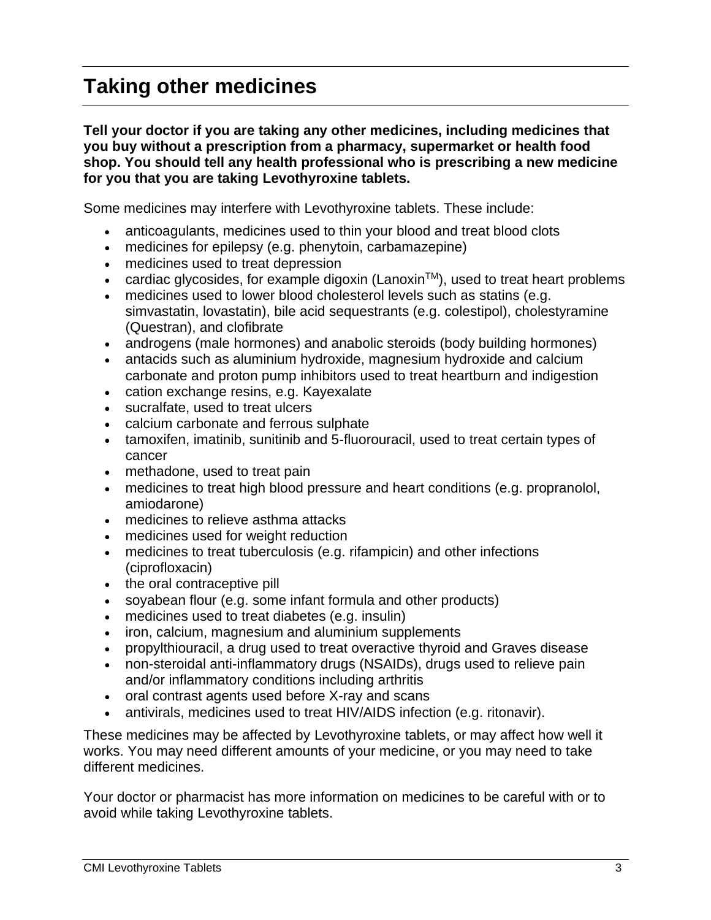## Taking other medicines

**Tell your doctor if you are taking any other medicines, including medicines that you buy without a prescription from a pharmacy, supermarket or health food shop. You should tell any health professional who is prescribing a new medicine for you that you are taking Levothyroxine tablets.**

Some medicines may interfere with Levothyroxine tablets. These include:

- anticoagulants, medicines used to thin your blood and treat blood clots
- medicines for epilepsy (e.g. phenytoin, carbamazepine)
- medicines used to treat depression
- cardiac glycosides, for example digoxin (Lanoxin™), used to treat heart problems
- medicines used to lower blood cholesterol levels such as statins (e.g. simvastatin, lovastatin), bile acid sequestrants (e.g. colestipol), cholestyramine (Questran), and clofibrate
- androgens (male hormones) and anabolic steroids (body building hormones)
- antacids such as aluminium hydroxide, magnesium hydroxide and calcium carbonate and proton pump inhibitors used to treat heartburn and indigestion
- cation exchange resins, e.g. Kayexalate
- sucralfate, used to treat ulcers
- calcium carbonate and ferrous sulphate
- tamoxifen, imatinib, sunitinib and 5-fluorouracil, used to treat certain types of cancer
- methadone, used to treat pain
- medicines to treat high blood pressure and heart conditions (e.g. propranolol, amiodarone)
- medicines to relieve asthma attacks
- medicines used for weight reduction
- medicines to treat tuberculosis (e.g. rifampicin) and other infections (ciprofloxacin)
- the oral contraceptive pill
- soyabean flour (e.g. some infant formula and other products)
- medicines used to treat diabetes (e.g. insulin)
- iron, calcium, magnesium and aluminium supplements
- propylthiouracil, a drug used to treat overactive thyroid and Graves disease
- non-steroidal anti-inflammatory drugs (NSAIDs), drugs used to relieve pain and/or inflammatory conditions including arthritis
- oral contrast agents used before X-ray and scans
- antivirals, medicines used to treat HIV/AIDS infection (e.g. ritonavir).

These medicines may be affected by Levothyroxine tablets, or may affect how well it works. You may need different amounts of your medicine, or you may need to take different medicines.

Your doctor or pharmacist has more information on medicines to be careful with or to avoid while taking Levothyroxine tablets.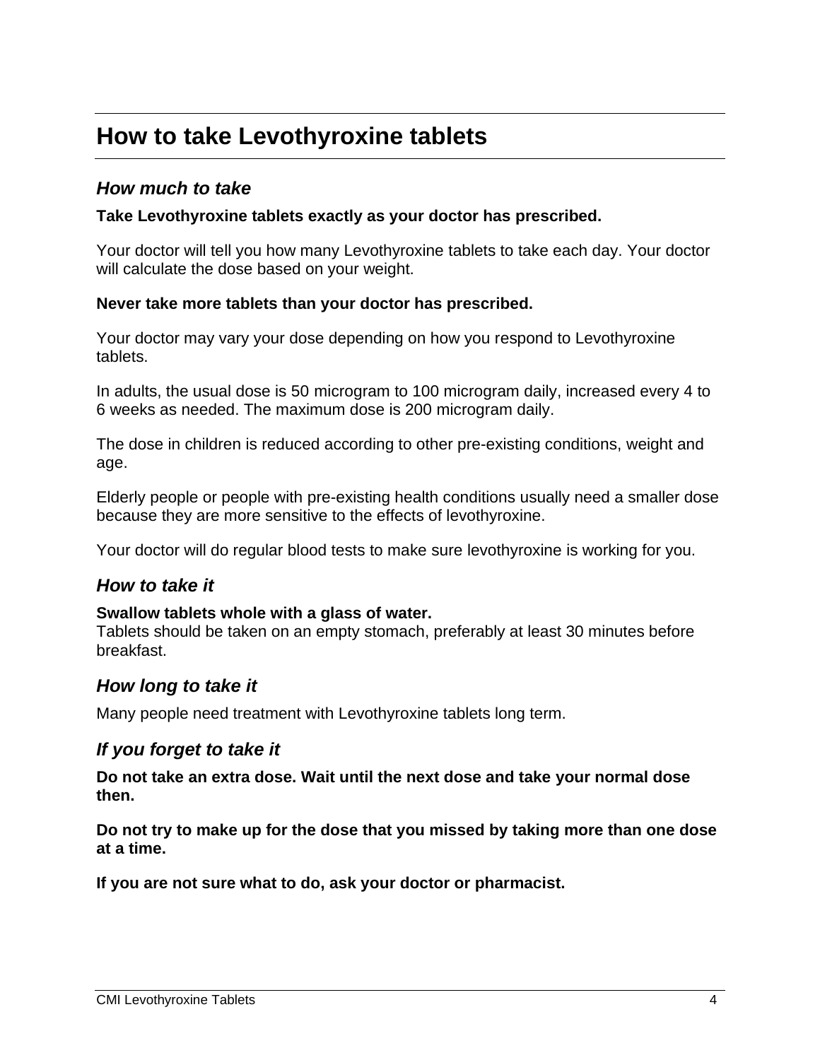# How to take Levothyroxine tablets

## *How much to take*

**Take Levothyroxine tablets exactly as your doctor has prescribed.**

Your doctor will tell you how many Levothyroxine tablets to take each day. Your doctor will calculate the dose based on your weight.

**Never take more tablets than your doctor has prescribed.**

Your doctor may vary your dose depending on how you respond to Levothyroxine tablets.

In adults, the usual dose is 50 microgram to 100 microgram daily, increased every 4 to 6 weeks as needed. The maximum dose is 200 microgram daily.

The dose in children is reduced according to other pre-existing conditions, weight and age.

Elderly people or people with pre-existing health conditions usually need a smaller dose because they are more sensitive to the effects of levothyroxine.

Your doctor will do regular blood tests to make sure levothyroxine is working for you.

## *How to take it*

**Swallow tablets whole with a glass of water.**
Tablets should be taken on an empty stomach, preferably at least 30 minutes before breakfast.

## *How long to take it*

Many people need treatment with Levothyroxine tablets long term.

## *If you forget to take it*

**Do not take an extra dose. Wait until the next dose and take your normal dose then.**

**Do not try to make up for the dose that you missed by taking more than one dose at a time.**

**If you are not sure what to do, ask your doctor or pharmacist.**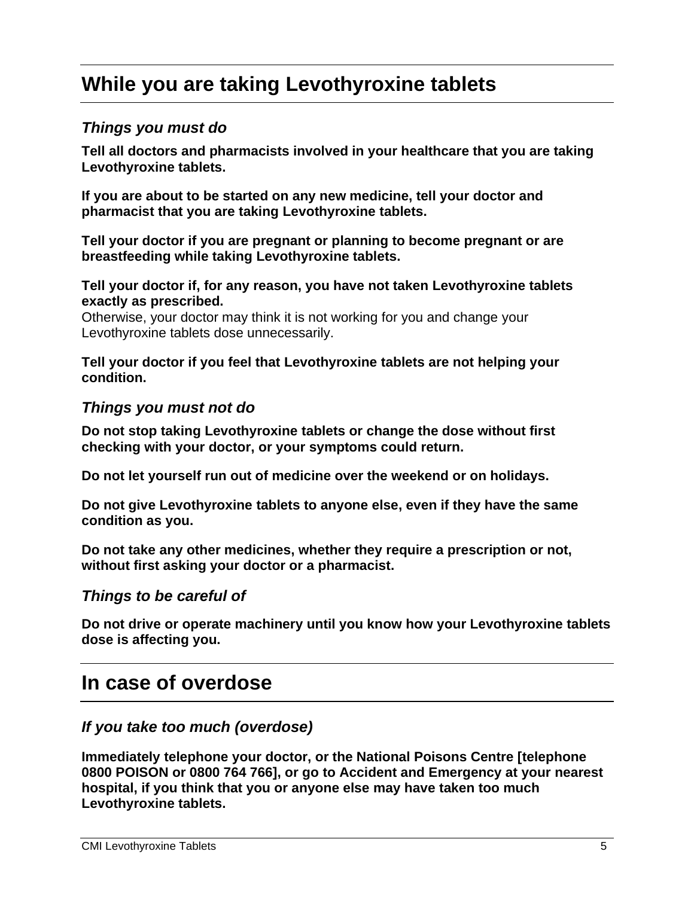# While you are taking Levothyroxine tablets

### *Things you must do*

**Tell all doctors and pharmacists involved in your healthcare that you are taking Levothyroxine tablets.**

**If you are about to be started on any new medicine, tell your doctor and pharmacist that you are taking Levothyroxine tablets.**

**Tell your doctor if you are pregnant or planning to become pregnant or are breastfeeding while taking Levothyroxine tablets.**

**Tell your doctor if, for any reason, you have not taken Levothyroxine tablets exactly as prescribed.**
Otherwise, your doctor may think it is not working for you and change your Levothyroxine tablets dose unnecessarily.

**Tell your doctor if you feel that Levothyroxine tablets are not helping your condition.**

### *Things you must not do*

**Do not stop taking Levothyroxine tablets or change the dose without first checking with your doctor, or your symptoms could return.**

**Do not let yourself run out of medicine over the weekend or on holidays.**

**Do not give Levothyroxine tablets to anyone else, even if they have the same condition as you.**

**Do not take any other medicines, whether they require a prescription or not, without first asking your doctor or a pharmacist.**

### *Things to be careful of*

**Do not drive or operate machinery until you know how your Levothyroxine tablets dose is affecting you.**

# In case of overdose

### *If you take too much (overdose)*

**Immediately telephone your doctor, or the National Poisons Centre [telephone 0800 POISON or 0800 764 766], or go to Accident and Emergency at your nearest hospital, if you think that you or anyone else may have taken too much Levothyroxine tablets.**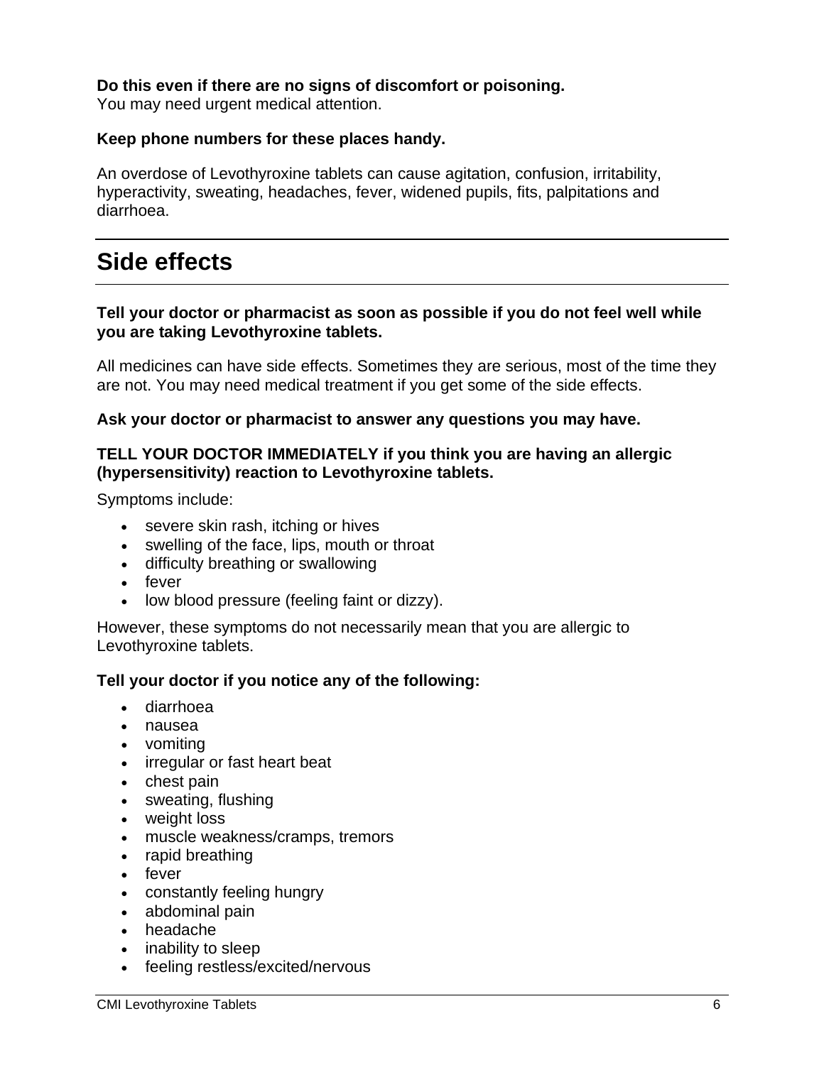**Do this even if there are no signs of discomfort or poisoning.**
You may need urgent medical attention.

**Keep phone numbers for these places handy.**

An overdose of Levothyroxine tablets can cause agitation, confusion, irritability, hyperactivity, sweating, headaches, fever, widened pupils, fits, palpitations and diarrhoea.

# Side effects

**Tell your doctor or pharmacist as soon as possible if you do not feel well while you are taking Levothyroxine tablets.**

All medicines can have side effects. Sometimes they are serious, most of the time they are not. You may need medical treatment if you get some of the side effects.

**Ask your doctor or pharmacist to answer any questions you may have.**

**TELL YOUR DOCTOR IMMEDIATELY if you think you are having an allergic (hypersensitivity) reaction to Levothyroxine tablets.**

Symptoms include:

- severe skin rash, itching or hives
- swelling of the face, lips, mouth or throat
- difficulty breathing or swallowing
- fever
- low blood pressure (feeling faint or dizzy).

However, these symptoms do not necessarily mean that you are allergic to Levothyroxine tablets.

**Tell your doctor if you notice any of the following:**

- diarrhoea
- nausea
- vomiting
- irregular or fast heart beat
- chest pain
- sweating, flushing
- weight loss
- muscle weakness/cramps, tremors
- rapid breathing
- fever
- constantly feeling hungry
- abdominal pain
- headache
- inability to sleep
- feeling restless/excited/nervous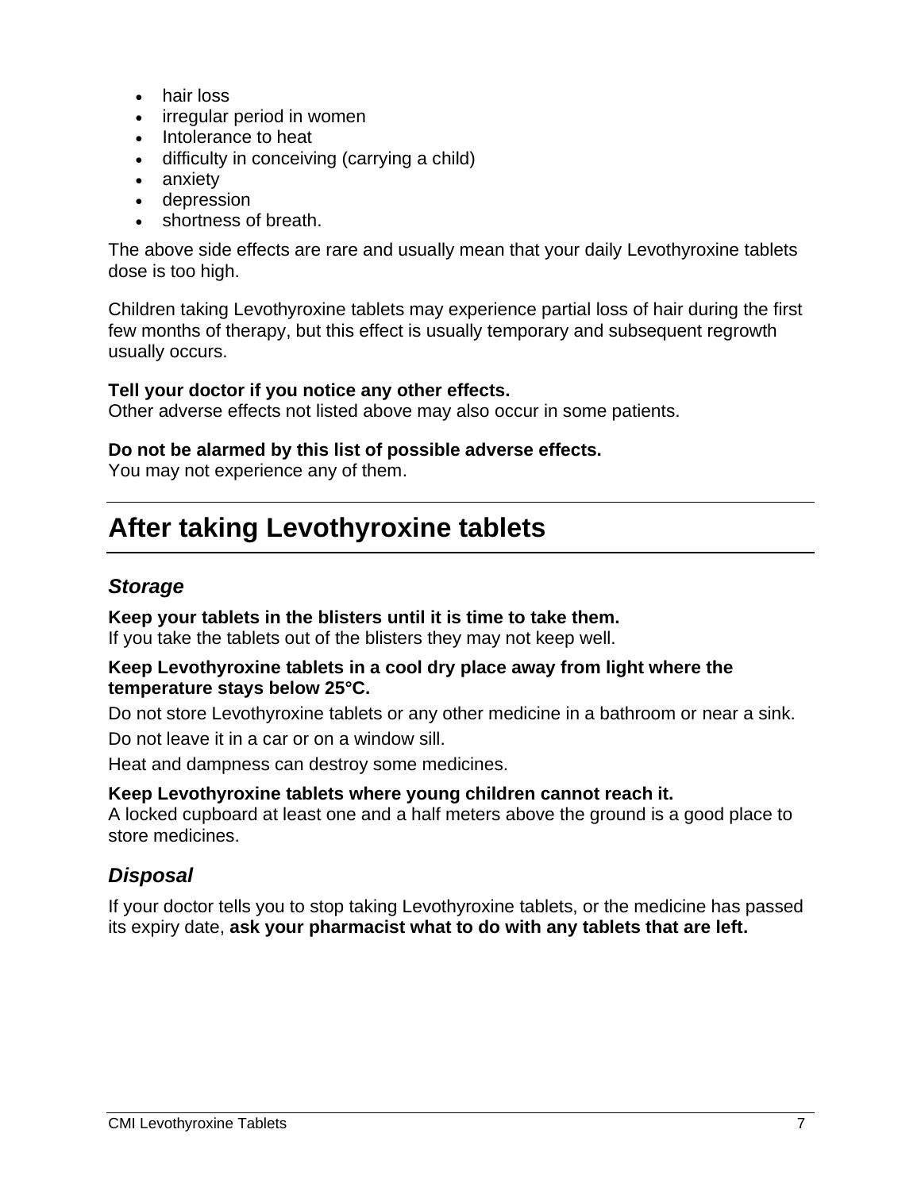- hair loss
- irregular period in women
- Intolerance to heat
- difficulty in conceiving (carrying a child)
- anxiety
- depression
- shortness of breath.

The above side effects are rare and usually mean that your daily Levothyroxine tablets dose is too high.

Children taking Levothyroxine tablets may experience partial loss of hair during the first few months of therapy, but this effect is usually temporary and subsequent regrowth usually occurs.

**Tell your doctor if you notice any other effects.**
Other adverse effects not listed above may also occur in some patients.

**Do not be alarmed by this list of possible adverse effects.**
You may not experience any of them.

# After taking Levothyroxine tablets

## *Storage*

**Keep your tablets in the blisters until it is time to take them.**
If you take the tablets out of the blisters they may not keep well.

**Keep Levothyroxine tablets in a cool dry place away from light where the temperature stays below 25°C.**

Do not store Levothyroxine tablets or any other medicine in a bathroom or near a sink.

Do not leave it in a car or on a window sill.

Heat and dampness can destroy some medicines.

**Keep Levothyroxine tablets where young children cannot reach it.**
A locked cupboard at least one and a half meters above the ground is a good place to store medicines.

## *Disposal*

If your doctor tells you to stop taking Levothyroxine tablets, or the medicine has passed its expiry date, **ask your pharmacist what to do with any tablets that are left.**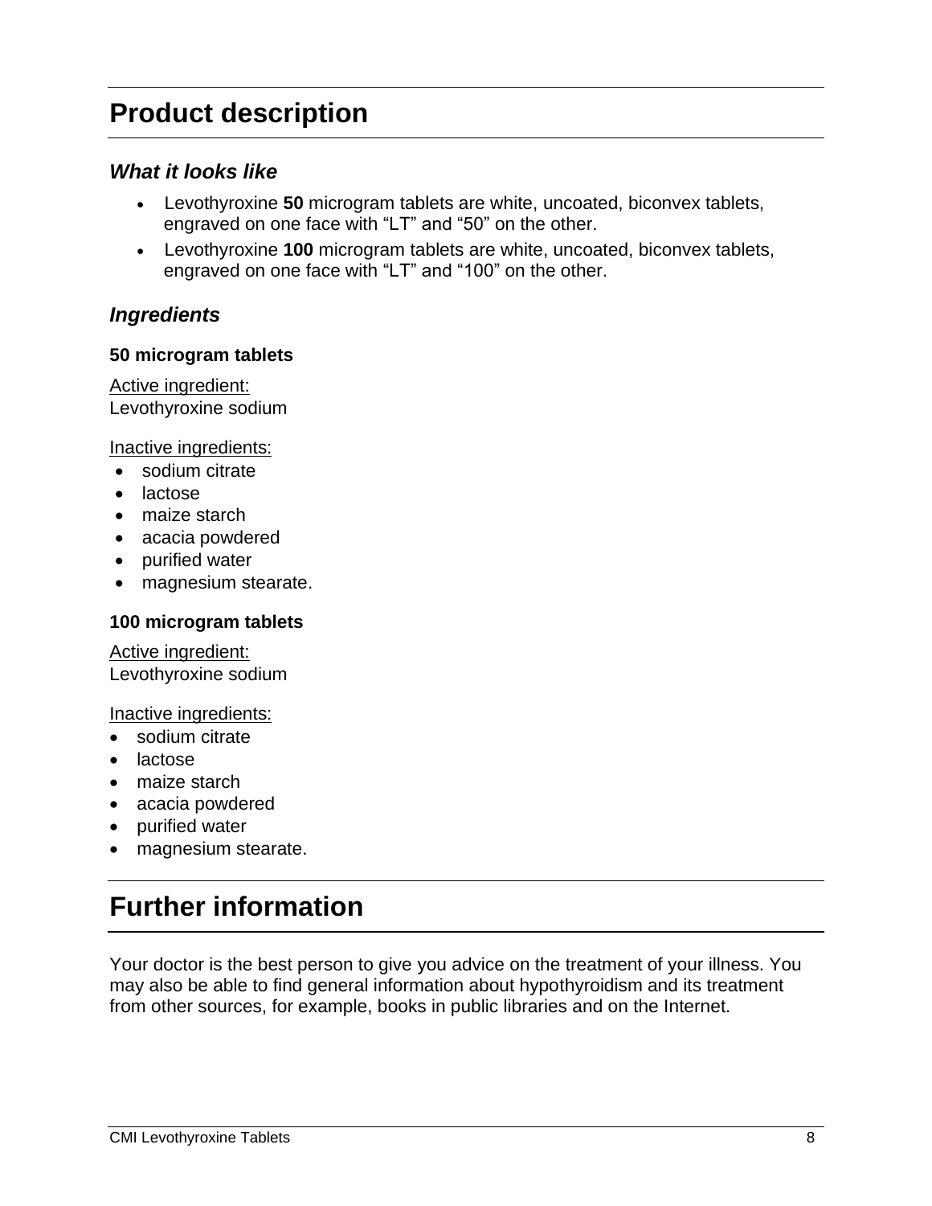# Product description

## *What it looks like*

- Levothyroxine **50** microgram tablets are white, uncoated, biconvex tablets, engraved on one face with "LT" and "50" on the other.
- Levothyroxine **100** microgram tablets are white, uncoated, biconvex tablets, engraved on one face with "LT" and "100" on the other.

## *Ingredients*

**50 microgram tablets**

Active ingredient:
Levothyroxine sodium

Inactive ingredients:

- sodium citrate
- lactose
- maize starch
- acacia powdered
- purified water
- magnesium stearate.

**100 microgram tablets**

Active ingredient:
Levothyroxine sodium

Inactive ingredients:

- sodium citrate
- lactose
- maize starch
- acacia powdered
- purified water
- magnesium stearate.

# Further information

Your doctor is the best person to give you advice on the treatment of your illness. You may also be able to find general information about hypothyroidism and its treatment from other sources, for example, books in public libraries and on the Internet.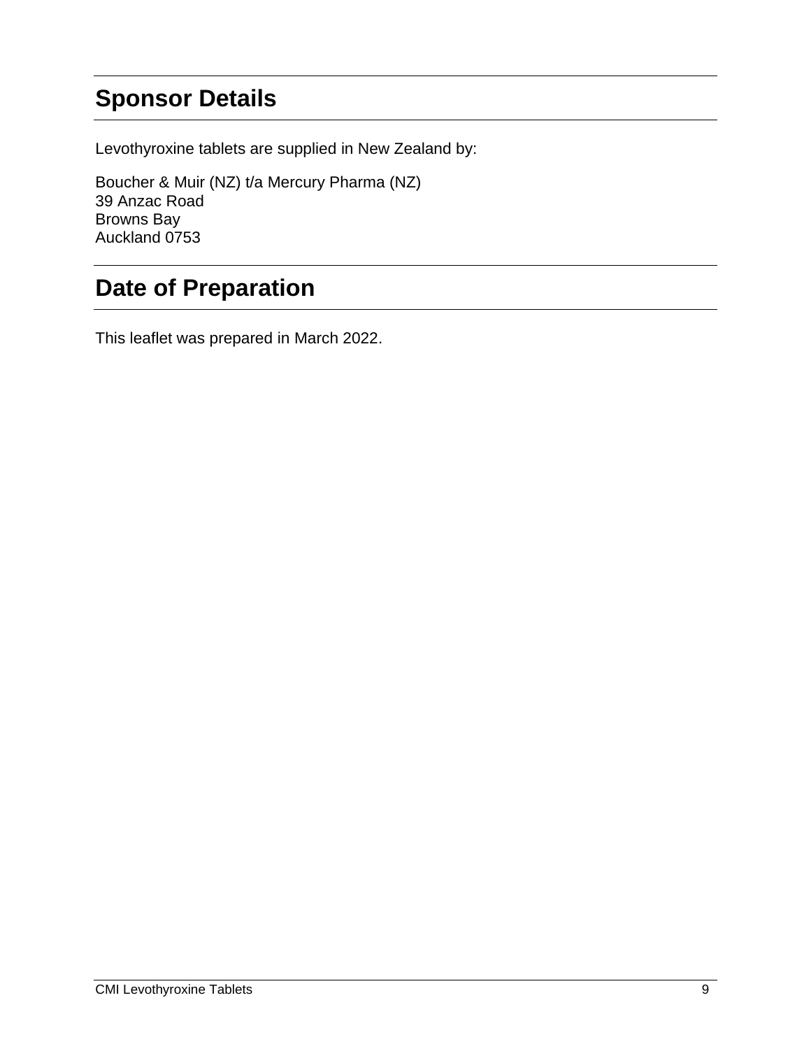# Sponsor Details

Levothyroxine tablets are supplied in New Zealand by:

Boucher & Muir (NZ) t/a Mercury Pharma (NZ)
39 Anzac Road
Browns Bay
Auckland 0753

# Date of Preparation

This leaflet was prepared in March 2022.